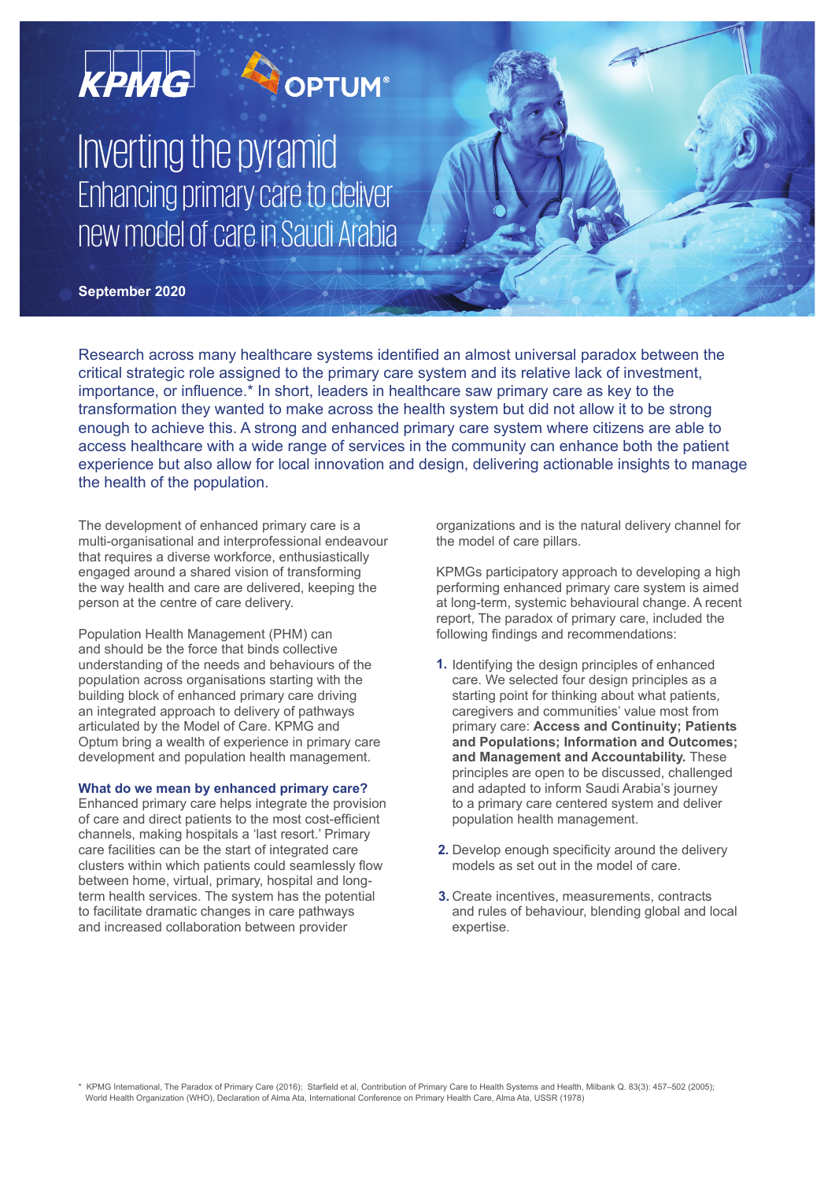KPMG OPTUM®

# Inverting the pyramid

## Enhancing primary care to deliver new model of care in Saudi Arabia

**September 2020**

Research across many healthcare systems identified an almost universal paradox between the critical strategic role assigned to the primary care system and its relative lack of investment, importance, or influence.* In short, leaders in healthcare saw primary care as key to the transformation they wanted to make across the health system but did not allow it to be strong enough to achieve this. A strong and enhanced primary care system where citizens are able to access healthcare with a wide range of services in the community can enhance both the patient experience but also allow for local innovation and design, delivering actionable insights to manage the health of the population.

The development of enhanced primary care is a multi-organisational and interprofessional endeavour that requires a diverse workforce, enthusiastically engaged around a shared vision of transforming the way health and care are delivered, keeping the person at the centre of care delivery.

Population Health Management (PHM) can and should be the force that binds collective understanding of the needs and behaviours of the population across organisations starting with the building block of enhanced primary care driving an integrated approach to delivery of pathways articulated by the Model of Care. KPMG and Optum bring a wealth of experience in primary care development and population health management.

### What do we mean by enhanced primary care?

Enhanced primary care helps integrate the provision of care and direct patients to the most cost-efficient channels, making hospitals a 'last resort.' Primary care facilities can be the start of integrated care clusters within which patients could seamlessly flow between home, virtual, primary, hospital and long-term health services. The system has the potential to facilitate dramatic changes in care pathways and increased collaboration between provider organizations and is the natural delivery channel for the model of care pillars.

KPMGs participatory approach to developing a high performing enhanced primary care system is aimed at long-term, systemic behavioural change. A recent report, The paradox of primary care, included the following findings and recommendations:

1. Identifying the design principles of enhanced care. We selected four design principles as a starting point for thinking about what patients, caregivers and communities' value most from primary care: **Access and Continuity; Patients and Populations; Information and Outcomes; and Management and Accountability.** These principles are open to be discussed, challenged and adapted to inform Saudi Arabia's journey to a primary care centered system and deliver population health management.

2. Develop enough specificity around the delivery models as set out in the model of care.

3. Create incentives, measurements, contracts and rules of behaviour, blending global and local expertise.

\* KPMG International, The Paradox of Primary Care (2016); Starfield et al, Contribution of Primary Care to Health Systems and Health, Milbank Q. 83(3): 457–502 (2005); World Health Organization (WHO), Declaration of Alma Ata, International Conference on Primary Health Care, Alma Ata, USSR (1978)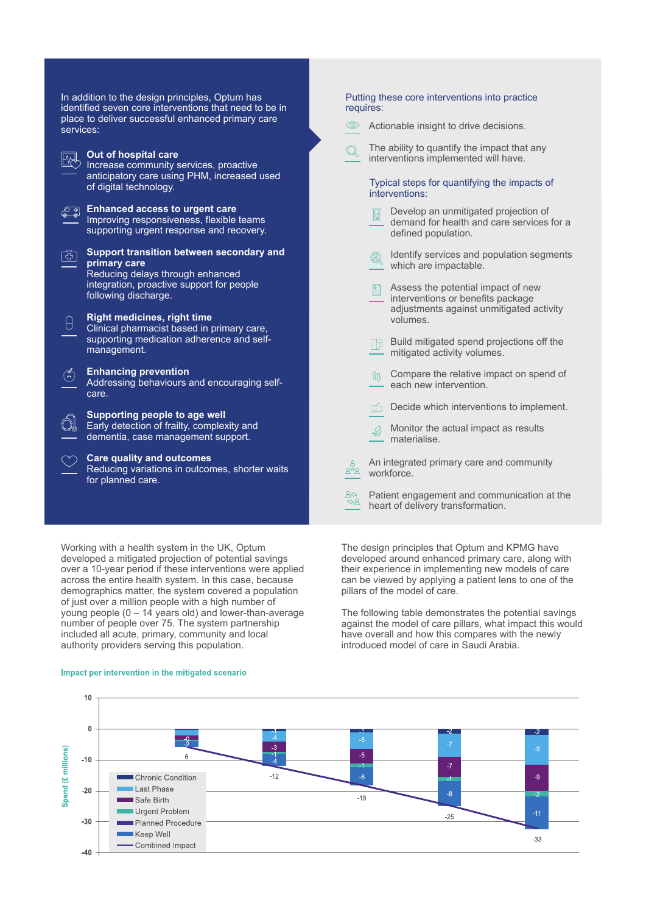In addition to the design principles, Optum has identified seven core interventions that need to be in place to deliver successful enhanced primary care services:

**Out of hospital care**
Increase community services, proactive anticipatory care using PHM, increased used of digital technology.

**Enhanced access to urgent care**
Improving responsiveness, flexible teams supporting urgent response and recovery.

**Support transition between secondary and primary care**
Reducing delays through enhanced integration, proactive support for people following discharge.

**Right medicines, right time**
Clinical pharmacist based in primary care, supporting medication adherence and self-management.

**Enhancing prevention**
Addressing behaviours and encouraging self-care.

**Supporting people to age well**
Early detection of frailty, complexity and dementia, case management support.

**Care quality and outcomes**
Reducing variations in outcomes, shorter waits for planned care.

Putting these core interventions into practice requires:

- Actionable insight to drive decisions.
- The ability to quantify the impact that any interventions implemented will have.

Typical steps for quantifying the impacts of interventions:

- Develop an unmitigated projection of demand for health and care services for a defined population.
- Identify services and population segments which are impactable.
- Assess the potential impact of new interventions or benefits package adjustments against unmitigated activity volumes.
- Build mitigated spend projections off the mitigated activity volumes.
- Compare the relative impact on spend of each new intervention.
- Decide which interventions to implement.
- Monitor the actual impact as results materialise.

- An integrated primary care and community workforce.
- Patient engagement and communication at the heart of delivery transformation.

Working with a health system in the UK, Optum developed a mitigated projection of potential savings over a 10-year period if these interventions were applied across the entire health system. In this case, because demographics matter, the system covered a population of just over a million people with a high number of young people (0 – 14 years old) and lower-than-average number of people over 75. The system partnership included all acute, primary, community and local authority providers serving this population.

The design principles that Optum and KPMG have developed around enhanced primary care, along with their experience in implementing new models of care can be viewed by applying a patient lens to one of the pillars of the model of care.

The following table demonstrates the potential savings against the model of care pillars, what impact this would have overall and how this compares with the newly introduced model of care in Saudi Arabia.

**Impact per intervention in the mitigated scenario**

Spend (£ millions)

| Component | Bar 1 | Bar 2 | Bar 3 | Bar 4 | Bar 5 |
|---|---|---|---|---|---|
| Chronic Condition | | -1 | -1 | -2 | -2 |
| Last Phase | | -4 | -5 | -7 | -9 |
| Safe Birth | -0 | -3 | -5 | -7 | -9 |
| Urgent Problem | | -1 | -1 | -1 | -2 |
| Planned Procedure | | | | | |
| Keep Well | -2 | -4 | -6 | -8 | -11 |
| Combined Impact | 6 | -12 | -18 | -25 | -33 |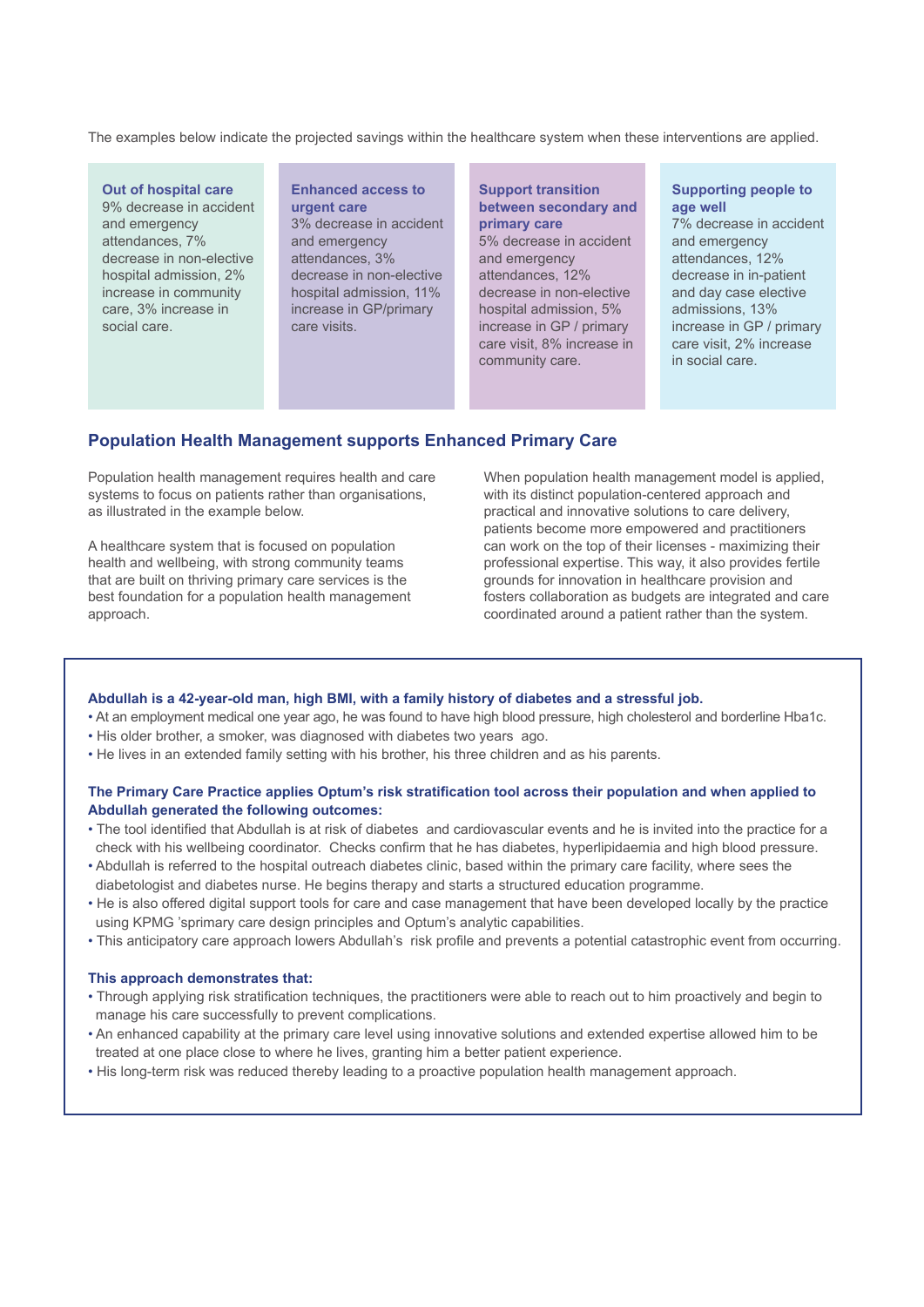The examples below indicate the projected savings within the healthcare system when these interventions are applied.

**Out of hospital care**
9% decrease in accident and emergency attendances, 7% decrease in non-elective hospital admission, 2% increase in community care, 3% increase in social care.

**Enhanced access to urgent care**
3% decrease in accident and emergency attendances, 3% decrease in non-elective hospital admission, 11% increase in GP/primary care visits.

**Support transition between secondary and primary care**
5% decrease in accident and emergency attendances, 12% decrease in non-elective hospital admission, 5% increase in GP / primary care visit, 8% increase in community care.

**Supporting people to age well**
7% decrease in accident and emergency attendances, 12% decrease in in-patient and day case elective admissions, 13% increase in GP / primary care visit, 2% increase in social care.

## Population Health Management supports Enhanced Primary Care

Population health management requires health and care systems to focus on patients rather than organisations, as illustrated in the example below.

A healthcare system that is focused on population health and wellbeing, with strong community teams that are built on thriving primary care services is the best foundation for a population health management approach.

When population health management model is applied, with its distinct population-centered approach and practical and innovative solutions to care delivery, patients become more empowered and practitioners can work on the top of their licenses - maximizing their professional expertise. This way, it also provides fertile grounds for innovation in healthcare provision and fosters collaboration as budgets are integrated and care coordinated around a patient rather than the system.

**Abdullah is a 42-year-old man, high BMI, with a family history of diabetes and a stressful job.**

- At an employment medical one year ago, he was found to have high blood pressure, high cholesterol and borderline Hba1c.
- His older brother, a smoker, was diagnosed with diabetes two years ago.
- He lives in an extended family setting with his brother, his three children and as his parents.

**The Primary Care Practice applies Optum's risk stratification tool across their population and when applied to Abdullah generated the following outcomes:**

- The tool identified that Abdullah is at risk of diabetes and cardiovascular events and he is invited into the practice for a check with his wellbeing coordinator. Checks confirm that he has diabetes, hyperlipidaemia and high blood pressure.
- Abdullah is referred to the hospital outreach diabetes clinic, based within the primary care facility, where sees the diabetologist and diabetes nurse. He begins therapy and starts a structured education programme.
- He is also offered digital support tools for care and case management that have been developed locally by the practice using KPMG 'sprimary care design principles and Optum's analytic capabilities.
- This anticipatory care approach lowers Abdullah's risk profile and prevents a potential catastrophic event from occurring.

**This approach demonstrates that:**

- Through applying risk stratification techniques, the practitioners were able to reach out to him proactively and begin to manage his care successfully to prevent complications.
- An enhanced capability at the primary care level using innovative solutions and extended expertise allowed him to be treated at one place close to where he lives, granting him a better patient experience.
- His long-term risk was reduced thereby leading to a proactive population health management approach.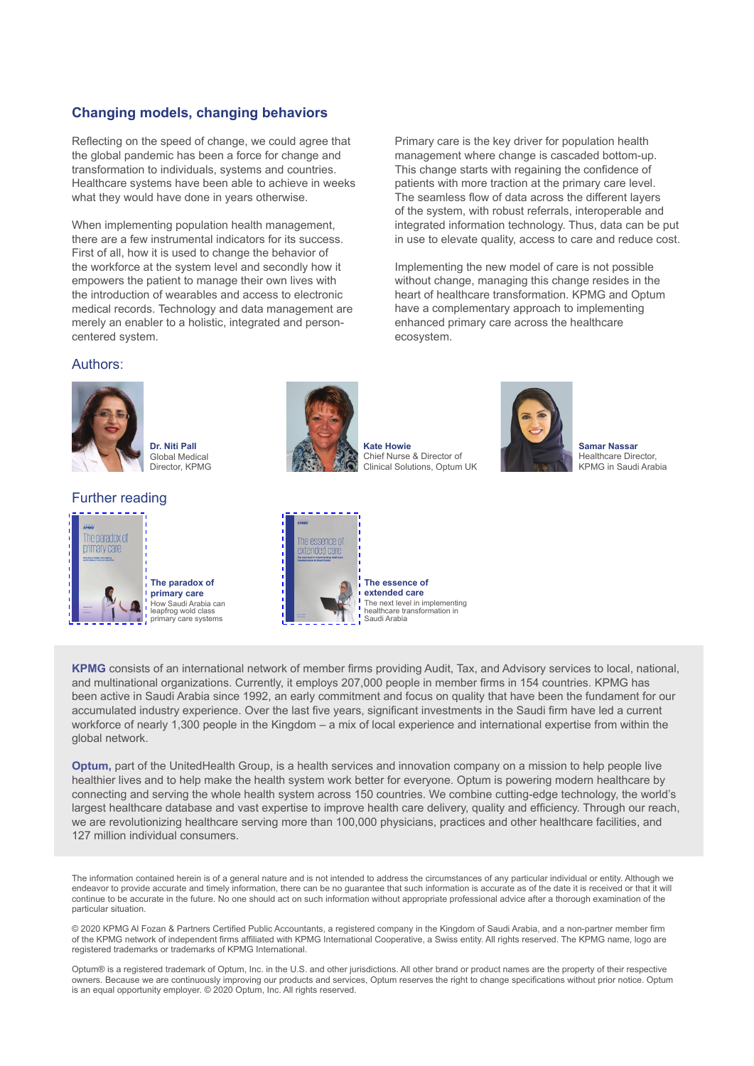## Changing models, changing behaviors

Reflecting on the speed of change, we could agree that the global pandemic has been a force for change and transformation to individuals, systems and countries. Healthcare systems have been able to achieve in weeks what they would have done in years otherwise.

When implementing population health management, there are a few instrumental indicators for its success. First of all, how it is used to change the behavior of the workforce at the system level and secondly how it empowers the patient to manage their own lives with the introduction of wearables and access to electronic medical records. Technology and data management are merely an enabler to a holistic, integrated and person-centered system.

Primary care is the key driver for population health management where change is cascaded bottom-up. This change starts with regaining the confidence of patients with more traction at the primary care level. The seamless flow of data across the different layers of the system, with robust referrals, interoperable and integrated information technology. Thus, data can be put in use to elevate quality, access to care and reduce cost.

Implementing the new model of care is not possible without change, managing this change resides in the heart of healthcare transformation. KPMG and Optum have a complementary approach to implementing enhanced primary care across the healthcare ecosystem.

### Authors:

**Dr. Niti Pall**
Global Medical Director, KPMG

**Kate Howie**
Chief Nurse & Director of Clinical Solutions, Optum UK

**Samar Nassar**
Healthcare Director, KPMG in Saudi Arabia

### Further reading

**The paradox of primary care**
How Saudi Arabia can leapfrog wold class primary care systems

**The essence of extended care**
The next level in implementing healthcare transformation in Saudi Arabia

**KPMG** consists of an international network of member firms providing Audit, Tax, and Advisory services to local, national, and multinational organizations. Currently, it employs 207,000 people in member firms in 154 countries. KPMG has been active in Saudi Arabia since 1992, an early commitment and focus on quality that have been the fundament for our accumulated industry experience. Over the last five years, significant investments in the Saudi firm have led a current workforce of nearly 1,300 people in the Kingdom – a mix of local experience and international expertise from within the global network.

**Optum,** part of the UnitedHealth Group, is a health services and innovation company on a mission to help people live healthier lives and to help make the health system work better for everyone. Optum is powering modern healthcare by connecting and serving the whole health system across 150 countries. We combine cutting-edge technology, the world's largest healthcare database and vast expertise to improve health care delivery, quality and efficiency. Through our reach, we are revolutionizing healthcare serving more than 100,000 physicians, practices and other healthcare facilities, and 127 million individual consumers.

The information contained herein is of a general nature and is not intended to address the circumstances of any particular individual or entity. Although we endeavor to provide accurate and timely information, there can be no guarantee that such information is accurate as of the date it is received or that it will continue to be accurate in the future. No one should act on such information without appropriate professional advice after a thorough examination of the particular situation.

© 2020 KPMG Al Fozan & Partners Certified Public Accountants, a registered company in the Kingdom of Saudi Arabia, and a non-partner member firm of the KPMG network of independent firms affiliated with KPMG International Cooperative, a Swiss entity. All rights reserved. The KPMG name, logo are registered trademarks or trademarks of KPMG International.

Optum® is a registered trademark of Optum, Inc. in the U.S. and other jurisdictions. All other brand or product names are the property of their respective owners. Because we are continuously improving our products and services, Optum reserves the right to change specifications without prior notice. Optum is an equal opportunity employer. © 2020 Optum, Inc. All rights reserved.